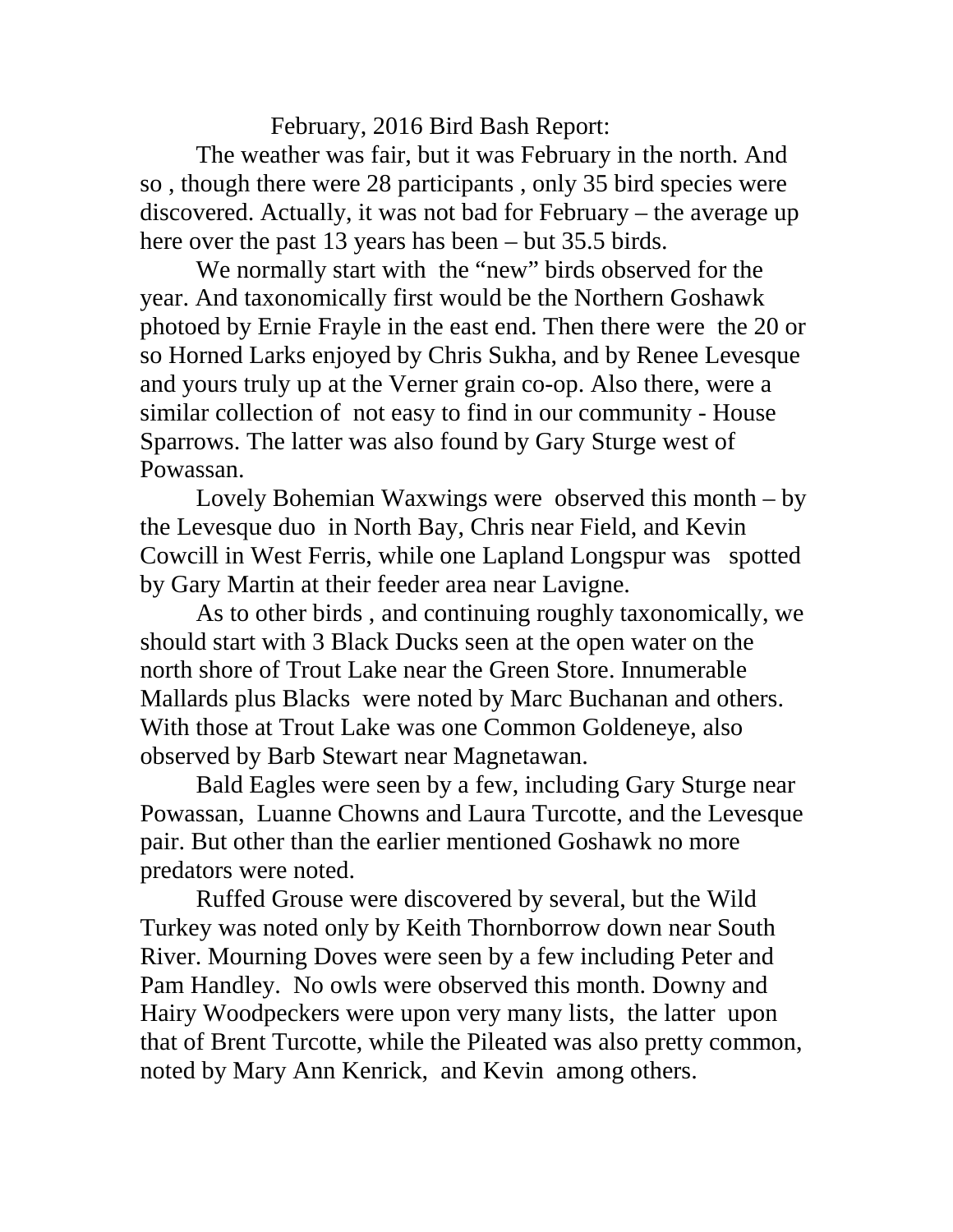# February, 2016 Bird Bash Report:

The weather was fair, but it was February in the north. And so , though there were 28 participants , only 35 bird species were discovered. Actually, it was not bad for February – the average up here over the past 13 years has been – but 35.5 birds.

We normally start with the "new" birds observed for the year. And taxonomically first would be the Northern Goshawk photoed by Ernie Frayle in the east end. Then there were the 20 or so Horned Larks enjoyed by Chris Sukha, and by Renee Levesque and yours truly up at the Verner grain co-op. Also there, were a similar collection of not easy to find in our community - House Sparrows. The latter was also found by Gary Sturge west of Powassan.

Lovely Bohemian Waxwings were observed this month – by the Levesque duo in North Bay, Chris near Field, and Kevin Cowcill in West Ferris, while one Lapland Longspur was spotted by Gary Martin at their feeder area near Lavigne.

As to other birds , and continuing roughly taxonomically, we should start with 3 Black Ducks seen at the open water on the north shore of Trout Lake near the Green Store. Innumerable Mallards plus Blacks were noted by Marc Buchanan and others. With those at Trout Lake was one Common Goldeneye, also observed by Barb Stewart near Magnetawan.

Bald Eagles were seen by a few, including Gary Sturge near Powassan, Luanne Chowns and Laura Turcotte, and the Levesque pair. But other than the earlier mentioned Goshawk no more predators were noted.

Ruffed Grouse were discovered by several, but the Wild Turkey was noted only by Keith Thornborrow down near South River. Mourning Doves were seen by a few including Peter and Pam Handley. No owls were observed this month. Downy and Hairy Woodpeckers were upon very many lists, the latter upon that of Brent Turcotte, while the Pileated was also pretty common, noted by Mary Ann Kenrick, and Kevin among others.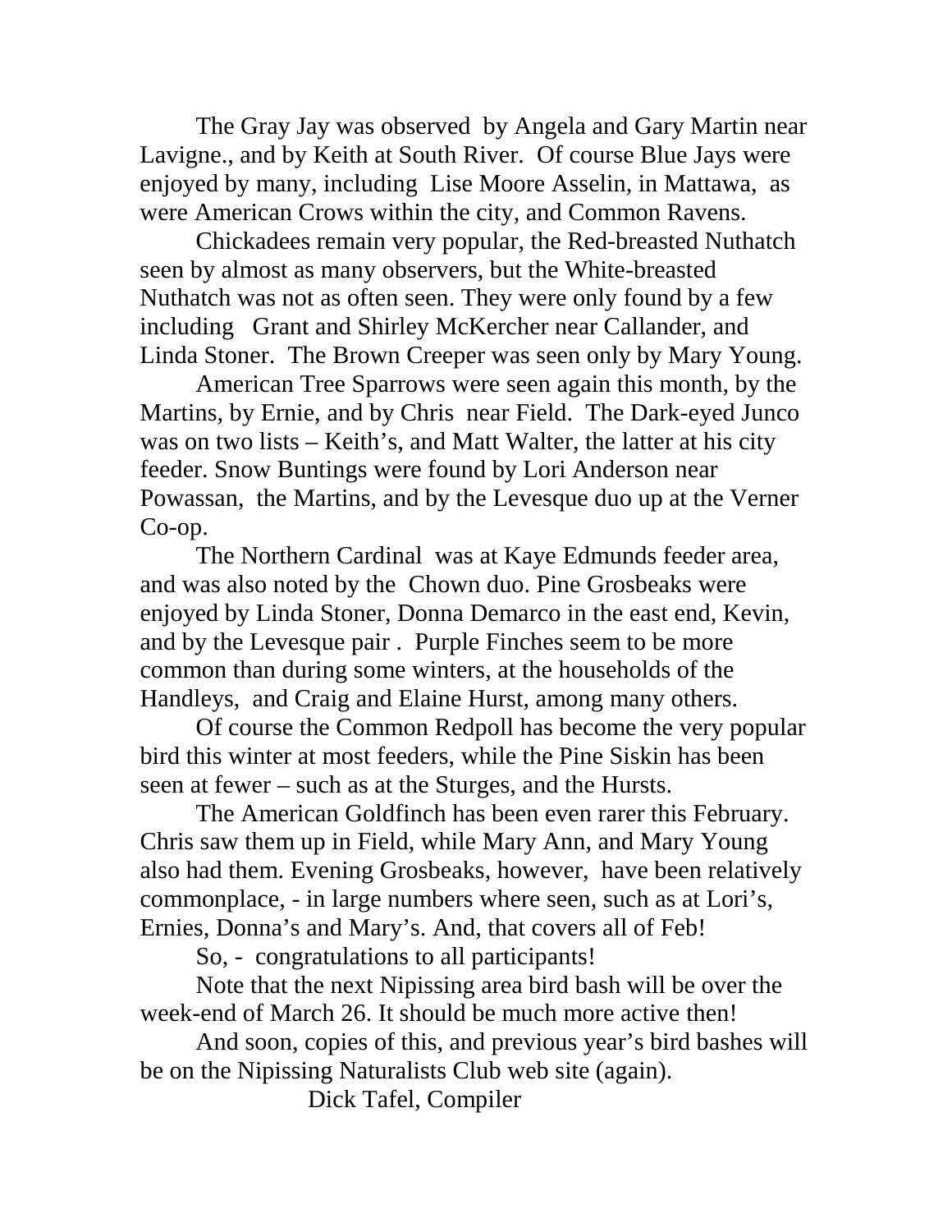The Gray Jay was observed by Angela and Gary Martin near Lavigne., and by Keith at South River. Of course Blue Jays were enjoyed by many, including Lise Moore Asselin, in Mattawa, as were American Crows within the city, and Common Ravens.

Chickadees remain very popular, the Red-breasted Nuthatch seen by almost as many observers, but the White-breasted Nuthatch was not as often seen. They were only found by a few including Grant and Shirley McKercher near Callander, and Linda Stoner. The Brown Creeper was seen only by Mary Young.

American Tree Sparrows were seen again this month, by the Martins, by Ernie, and by Chris near Field. The Dark-eyed Junco was on two lists – Keith's, and Matt Walter, the latter at his city feeder. Snow Buntings were found by Lori Anderson near Powassan, the Martins, and by the Levesque duo up at the Verner Co-op.

The Northern Cardinal was at Kaye Edmunds feeder area, and was also noted by the Chown duo. Pine Grosbeaks were enjoyed by Linda Stoner, Donna Demarco in the east end, Kevin, and by the Levesque pair . Purple Finches seem to be more common than during some winters, at the households of the Handleys, and Craig and Elaine Hurst, among many others.

Of course the Common Redpoll has become the very popular bird this winter at most feeders, while the Pine Siskin has been seen at fewer – such as at the Sturges, and the Hursts.

The American Goldfinch has been even rarer this February. Chris saw them up in Field, while Mary Ann, and Mary Young also had them. Evening Grosbeaks, however, have been relatively commonplace, - in large numbers where seen, such as at Lori's, Ernies, Donna's and Mary's. And, that covers all of Feb!

So, - congratulations to all participants!

Note that the next Nipissing area bird bash will be over the week-end of March 26. It should be much more active then!

And soon, copies of this, and previous year's bird bashes will be on the Nipissing Naturalists Club web site (again).

Dick Tafel, Compiler